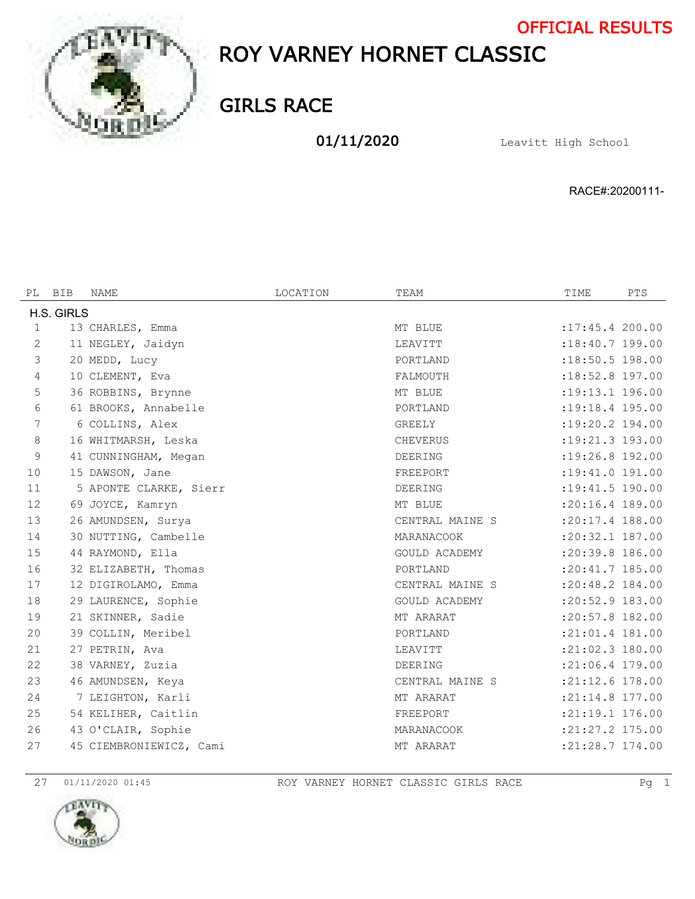**OFFICIAL RESULTS**

# ROY VARNEY HORNET CLASSIC

## GIRLS RACE

**01/11/2020** Leavitt High School

RACE#:20200111-

| PL | BIB | NAME | LOCATION | TEAM | TIME | PTS |
|---|---|---|---|---|---|---|
| **H.S. GIRLS** | | | | | | |
| 1 | 13 | CHARLES, Emma | | MT BLUE | :17:45.4 | 200.00 |
| 2 | 11 | NEGLEY, Jaidyn | | LEAVITT | :18:40.7 | 199.00 |
| 3 | 20 | MEDD, Lucy | | PORTLAND | :18:50.5 | 198.00 |
| 4 | 10 | CLEMENT, Eva | | FALMOUTH | :18:52.8 | 197.00 |
| 5 | 36 | ROBBINS, Brynne | | MT BLUE | :19:13.1 | 196.00 |
| 6 | 61 | BROOKS, Annabelle | | PORTLAND | :19:18.4 | 195.00 |
| 7 | 6 | COLLINS, Alex | | GREELY | :19:20.2 | 194.00 |
| 8 | 16 | WHITMARSH, Leska | | CHEVERUS | :19:21.3 | 193.00 |
| 9 | 41 | CUNNINGHAM, Megan | | DEERING | :19:26.8 | 192.00 |
| 10 | 15 | DAWSON, Jane | | FREEPORT | :19:41.0 | 191.00 |
| 11 | 5 | APONTE CLARKE, Sierr | | DEERING | :19:41.5 | 190.00 |
| 12 | 69 | JOYCE, Kamryn | | MT BLUE | :20:16.4 | 189.00 |
| 13 | 26 | AMUNDSEN, Surya | | CENTRAL MAINE S | :20:17.4 | 188.00 |
| 14 | 30 | NUTTING, Cambelle | | MARANACOOK | :20:32.1 | 187.00 |
| 15 | 44 | RAYMOND, Ella | | GOULD ACADEMY | :20:39.8 | 186.00 |
| 16 | 32 | ELIZABETH, Thomas | | PORTLAND | :20:41.7 | 185.00 |
| 17 | 12 | DIGIROLAMO, Emma | | CENTRAL MAINE S | :20:48.2 | 184.00 |
| 18 | 29 | LAURENCE, Sophie | | GOULD ACADEMY | :20:52.9 | 183.00 |
| 19 | 21 | SKINNER, Sadie | | MT ARARAT | :20:57.8 | 182.00 |
| 20 | 39 | COLLIN, Meribel | | PORTLAND | :21:01.4 | 181.00 |
| 21 | 27 | PETRIN, Ava | | LEAVITT | :21:02.3 | 180.00 |
| 22 | 38 | VARNEY, Zuzia | | DEERING | :21:06.4 | 179.00 |
| 23 | 46 | AMUNDSEN, Keya | | CENTRAL MAINE S | :21:12.6 | 178.00 |
| 24 | 7 | LEIGHTON, Karli | | MT ARARAT | :21:14.8 | 177.00 |
| 25 | 54 | KELIHER, Caitlin | | FREEPORT | :21:19.1 | 176.00 |
| 26 | 43 | O'CLAIR, Sophie | | MARANACOOK | :21:27.2 | 175.00 |
| 27 | 45 | CIEMBRONIEWICZ, Cami | | MT ARARAT | :21:28.7 | 174.00 |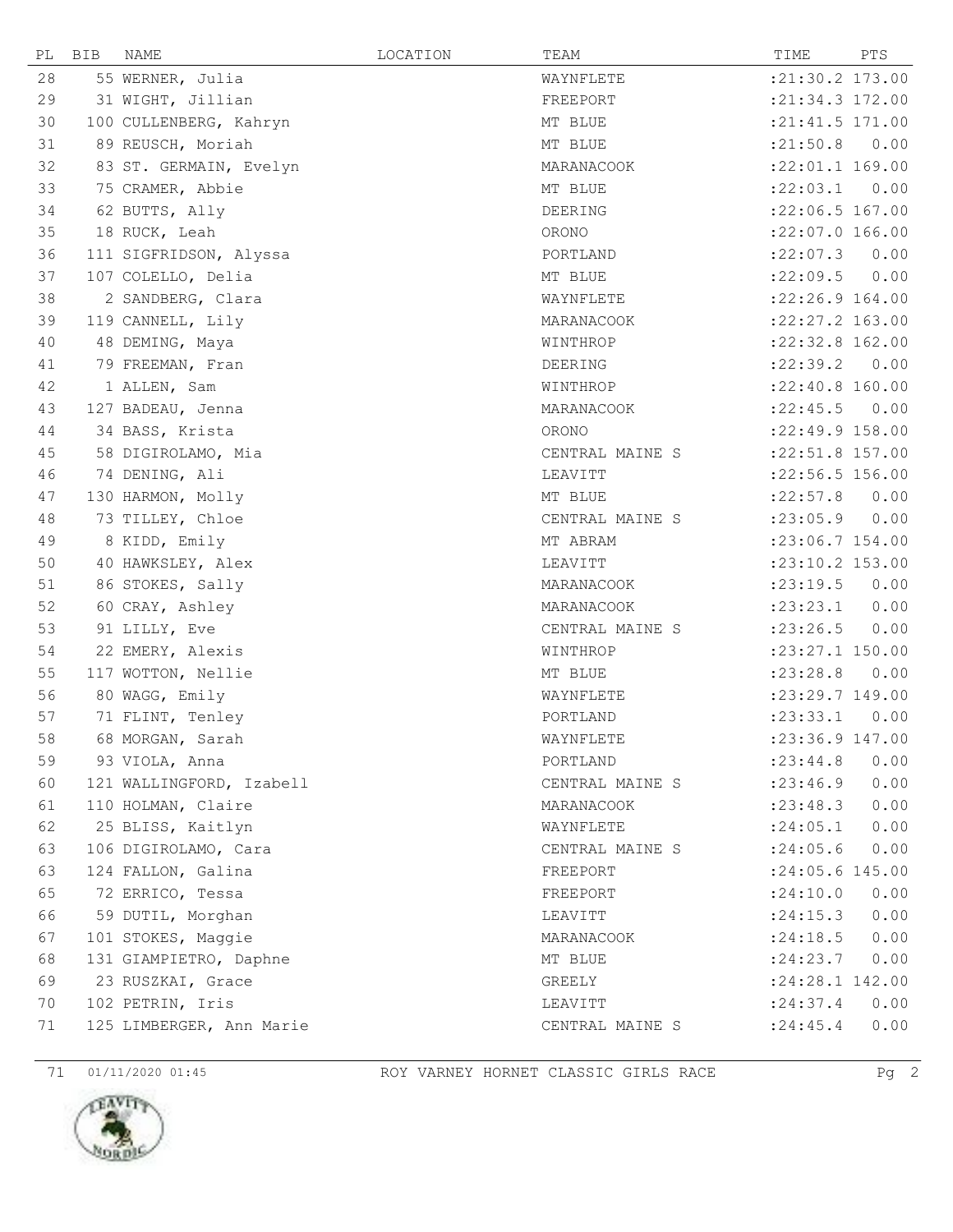| PL | BIB | NAME | LOCATION | TEAM | TIME | PTS |
|---|---|---|---|---|---|---|
| 28 | 55 | WERNER, Julia | | WAYNFLETE | :21:30.2 | 173.00 |
| 29 | 31 | WIGHT, Jillian | | FREEPORT | :21:34.3 | 172.00 |
| 30 | 100 | CULLENBERG, Kahryn | | MT BLUE | :21:41.5 | 171.00 |
| 31 | 89 | REUSCH, Moriah | | MT BLUE | :21:50.8 | 0.00 |
| 32 | 83 | ST. GERMAIN, Evelyn | | MARANACOOK | :22:01.1 | 169.00 |
| 33 | 75 | CRAMER, Abbie | | MT BLUE | :22:03.1 | 0.00 |
| 34 | 62 | BUTTS, Ally | | DEERING | :22:06.5 | 167.00 |
| 35 | 18 | RUCK, Leah | | ORONO | :22:07.0 | 166.00 |
| 36 | 111 | SIGFRIDSON, Alyssa | | PORTLAND | :22:07.3 | 0.00 |
| 37 | 107 | COLELLO, Delia | | MT BLUE | :22:09.5 | 0.00 |
| 38 | 2 | SANDBERG, Clara | | WAYNFLETE | :22:26.9 | 164.00 |
| 39 | 119 | CANNELL, Lily | | MARANACOOK | :22:27.2 | 163.00 |
| 40 | 48 | DEMING, Maya | | WINTHROP | :22:32.8 | 162.00 |
| 41 | 79 | FREEMAN, Fran | | DEERING | :22:39.2 | 0.00 |
| 42 | 1 | ALLEN, Sam | | WINTHROP | :22:40.8 | 160.00 |
| 43 | 127 | BADEAU, Jenna | | MARANACOOK | :22:45.5 | 0.00 |
| 44 | 34 | BASS, Krista | | ORONO | :22:49.9 | 158.00 |
| 45 | 58 | DIGIROLAMO, Mia | | CENTRAL MAINE S | :22:51.8 | 157.00 |
| 46 | 74 | DENING, Ali | | LEAVITT | :22:56.5 | 156.00 |
| 47 | 130 | HARMON, Molly | | MT BLUE | :22:57.8 | 0.00 |
| 48 | 73 | TILLEY, Chloe | | CENTRAL MAINE S | :23:05.9 | 0.00 |
| 49 | 8 | KIDD, Emily | | MT ABRAM | :23:06.7 | 154.00 |
| 50 | 40 | HAWKSLEY, Alex | | LEAVITT | :23:10.2 | 153.00 |
| 51 | 86 | STOKES, Sally | | MARANACOOK | :23:19.5 | 0.00 |
| 52 | 60 | CRAY, Ashley | | MARANACOOK | :23:23.1 | 0.00 |
| 53 | 91 | LILLY, Eve | | CENTRAL MAINE S | :23:26.5 | 0.00 |
| 54 | 22 | EMERY, Alexis | | WINTHROP | :23:27.1 | 150.00 |
| 55 | 117 | WOTTON, Nellie | | MT BLUE | :23:28.8 | 0.00 |
| 56 | 80 | WAGG, Emily | | WAYNFLETE | :23:29.7 | 149.00 |
| 57 | 71 | FLINT, Tenley | | PORTLAND | :23:33.1 | 0.00 |
| 58 | 68 | MORGAN, Sarah | | WAYNFLETE | :23:36.9 | 147.00 |
| 59 | 93 | VIOLA, Anna | | PORTLAND | :23:44.8 | 0.00 |
| 60 | 121 | WALLINGFORD, Izabell | | CENTRAL MAINE S | :23:46.9 | 0.00 |
| 61 | 110 | HOLMAN, Claire | | MARANACOOK | :23:48.3 | 0.00 |
| 62 | 25 | BLISS, Kaitlyn | | WAYNFLETE | :24:05.1 | 0.00 |
| 63 | 106 | DIGIROLAMO, Cara | | CENTRAL MAINE S | :24:05.6 | 0.00 |
| 63 | 124 | FALLON, Galina | | FREEPORT | :24:05.6 | 145.00 |
| 65 | 72 | ERRICO, Tessa | | FREEPORT | :24:10.0 | 0.00 |
| 66 | 59 | DUTIL, Morghan | | LEAVITT | :24:15.3 | 0.00 |
| 67 | 101 | STOKES, Maggie | | MARANACOOK | :24:18.5 | 0.00 |
| 68 | 131 | GIAMPIETRO, Daphne | | MT BLUE | :24:23.7 | 0.00 |
| 69 | 23 | RUSZKAI, Grace | | GREELY | :24:28.1 | 142.00 |
| 70 | 102 | PETRIN, Iris | | LEAVITT | :24:37.4 | 0.00 |
| 71 | 125 | LIMBERGER, Ann Marie | | CENTRAL MAINE S | :24:45.4 | 0.00 |

71 01/11/2020 01:45 ROY VARNEY HORNET CLASSIC GIRLS RACE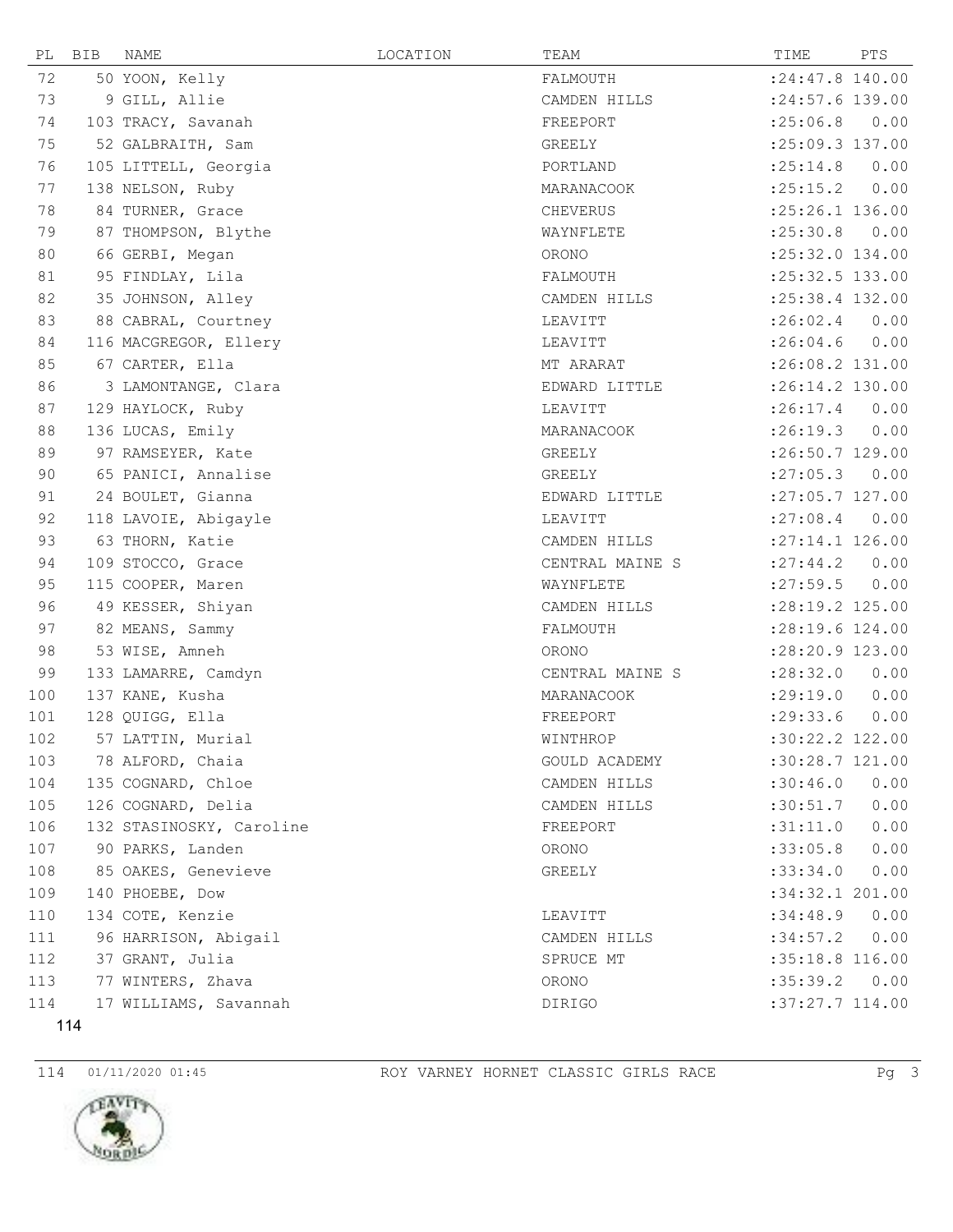| PL | BIB | NAME | LOCATION | TEAM | TIME | PTS |
|---|---|---|---|---|---|---|
| 72 | 50 | YOON, Kelly | | FALMOUTH | :24:47.8 | 140.00 |
| 73 | 9 | GILL, Allie | | CAMDEN HILLS | :24:57.6 | 139.00 |
| 74 | 103 | TRACY, Savanah | | FREEPORT | :25:06.8 | 0.00 |
| 75 | 52 | GALBRAITH, Sam | | GREELY | :25:09.3 | 137.00 |
| 76 | 105 | LITTELL, Georgia | | PORTLAND | :25:14.8 | 0.00 |
| 77 | 138 | NELSON, Ruby | | MARANACOOK | :25:15.2 | 0.00 |
| 78 | 84 | TURNER, Grace | | CHEVERUS | :25:26.1 | 136.00 |
| 79 | 87 | THOMPSON, Blythe | | WAYNFLETE | :25:30.8 | 0.00 |
| 80 | 66 | GERBI, Megan | | ORONO | :25:32.0 | 134.00 |
| 81 | 95 | FINDLAY, Lila | | FALMOUTH | :25:32.5 | 133.00 |
| 82 | 35 | JOHNSON, Alley | | CAMDEN HILLS | :25:38.4 | 132.00 |
| 83 | 88 | CABRAL, Courtney | | LEAVITT | :26:02.4 | 0.00 |
| 84 | 116 | MACGREGOR, Ellery | | LEAVITT | :26:04.6 | 0.00 |
| 85 | 67 | CARTER, Ella | | MT ARARAT | :26:08.2 | 131.00 |
| 86 | 3 | LAMONTANGE, Clara | | EDWARD LITTLE | :26:14.2 | 130.00 |
| 87 | 129 | HAYLOCK, Ruby | | LEAVITT | :26:17.4 | 0.00 |
| 88 | 136 | LUCAS, Emily | | MARANACOOK | :26:19.3 | 0.00 |
| 89 | 97 | RAMSEYER, Kate | | GREELY | :26:50.7 | 129.00 |
| 90 | 65 | PANICI, Annalise | | GREELY | :27:05.3 | 0.00 |
| 91 | 24 | BOULET, Gianna | | EDWARD LITTLE | :27:05.7 | 127.00 |
| 92 | 118 | LAVOIE, Abigayle | | LEAVITT | :27:08.4 | 0.00 |
| 93 | 63 | THORN, Katie | | CAMDEN HILLS | :27:14.1 | 126.00 |
| 94 | 109 | STOCCO, Grace | | CENTRAL MAINE S | :27:44.2 | 0.00 |
| 95 | 115 | COOPER, Maren | | WAYNFLETE | :27:59.5 | 0.00 |
| 96 | 49 | KESSER, Shiyan | | CAMDEN HILLS | :28:19.2 | 125.00 |
| 97 | 82 | MEANS, Sammy | | FALMOUTH | :28:19.6 | 124.00 |
| 98 | 53 | WISE, Amneh | | ORONO | :28:20.9 | 123.00 |
| 99 | 133 | LAMARRE, Camdyn | | CENTRAL MAINE S | :28:32.0 | 0.00 |
| 100 | 137 | KANE, Kusha | | MARANACOOK | :29:19.0 | 0.00 |
| 101 | 128 | QUIGG, Ella | | FREEPORT | :29:33.6 | 0.00 |
| 102 | 57 | LATTIN, Murial | | WINTHROP | :30:22.2 | 122.00 |
| 103 | 78 | ALFORD, Chaia | | GOULD ACADEMY | :30:28.7 | 121.00 |
| 104 | 135 | COGNARD, Chloe | | CAMDEN HILLS | :30:46.0 | 0.00 |
| 105 | 126 | COGNARD, Delia | | CAMDEN HILLS | :30:51.7 | 0.00 |
| 106 | 132 | STASINOSKY, Caroline | | FREEPORT | :31:11.0 | 0.00 |
| 107 | 90 | PARKS, Landen | | ORONO | :33:05.8 | 0.00 |
| 108 | 85 | OAKES, Genevieve | | GREELY | :33:34.0 | 0.00 |
| 109 | 140 | PHOEBE, Dow | | | :34:32.1 | 201.00 |
| 110 | 134 | COTE, Kenzie | | LEAVITT | :34:48.9 | 0.00 |
| 111 | 96 | HARRISON, Abigail | | CAMDEN HILLS | :34:57.2 | 0.00 |
| 112 | 37 | GRANT, Julia | | SPRUCE MT | :35:18.8 | 116.00 |
| 113 | 77 | WINTERS, Zhava | | ORONO | :35:39.2 | 0.00 |
| 114 | 17 | WILLIAMS, Savannah | | DIRIGO | :37:27.7 | 114.00 |

114

114 01/11/2020 01:45 ROY VARNEY HORNET CLASSIC GIRLS RACE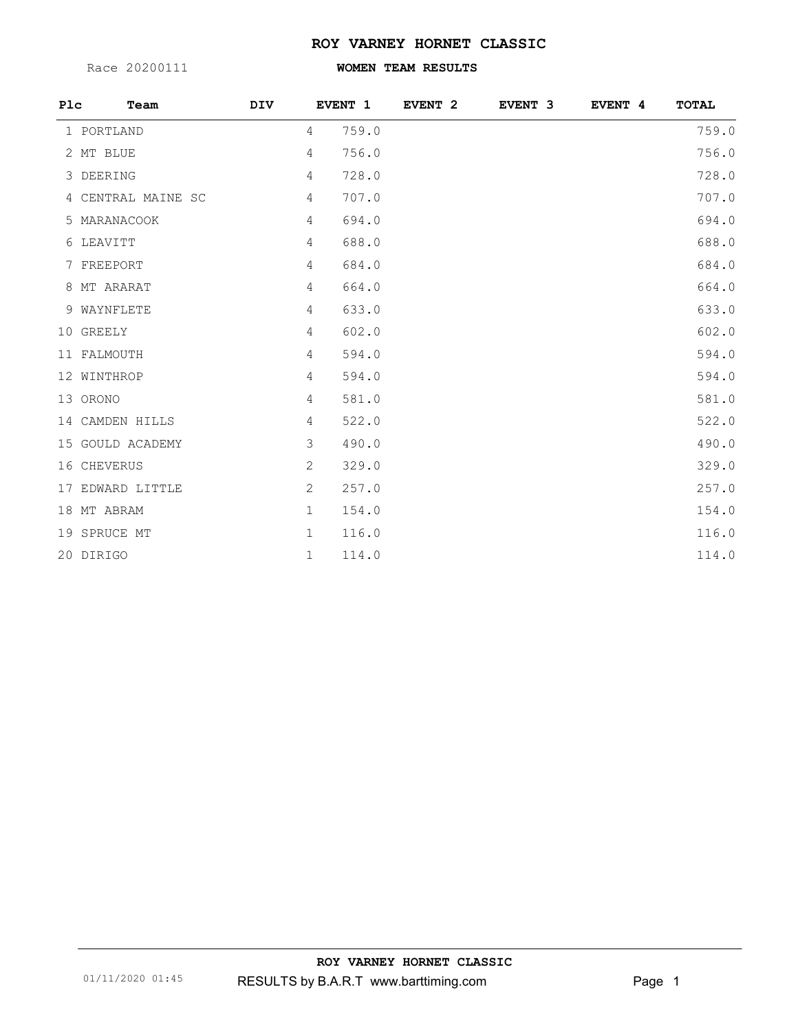# ROY VARNEY HORNET CLASSIC

Race 20200111

## WOMEN TEAM RESULTS

| Plc | Team | DIV | | EVENT 1 | EVENT 2 | EVENT 3 | EVENT 4 | TOTAL |
|---|---|---|---|---|---|---|---|---|
| 1 | PORTLAND | | 4 | 759.0 | | | | 759.0 |
| 2 | MT BLUE | | 4 | 756.0 | | | | 756.0 |
| 3 | DEERING | | 4 | 728.0 | | | | 728.0 |
| 4 | CENTRAL MAINE SC | | 4 | 707.0 | | | | 707.0 |
| 5 | MARANACOOK | | 4 | 694.0 | | | | 694.0 |
| 6 | LEAVITT | | 4 | 688.0 | | | | 688.0 |
| 7 | FREEPORT | | 4 | 684.0 | | | | 684.0 |
| 8 | MT ARARAT | | 4 | 664.0 | | | | 664.0 |
| 9 | WAYNFLETE | | 4 | 633.0 | | | | 633.0 |
| 10 | GREELY | | 4 | 602.0 | | | | 602.0 |
| 11 | FALMOUTH | | 4 | 594.0 | | | | 594.0 |
| 12 | WINTHROP | | 4 | 594.0 | | | | 594.0 |
| 13 | ORONO | | 4 | 581.0 | | | | 581.0 |
| 14 | CAMDEN HILLS | | 4 | 522.0 | | | | 522.0 |
| 15 | GOULD ACADEMY | | 3 | 490.0 | | | | 490.0 |
| 16 | CHEVERUS | | 2 | 329.0 | | | | 329.0 |
| 17 | EDWARD LITTLE | | 2 | 257.0 | | | | 257.0 |
| 18 | MT ABRAM | | 1 | 154.0 | | | | 154.0 |
| 19 | SPRUCE MT | | 1 | 116.0 | | | | 116.0 |
| 20 | DIRIGO | | 1 | 114.0 | | | | 114.0 |

ROY VARNEY HORNET CLASSIC

01/11/2020 01:45 RESULTS by B.A.R.T www.barttiming.com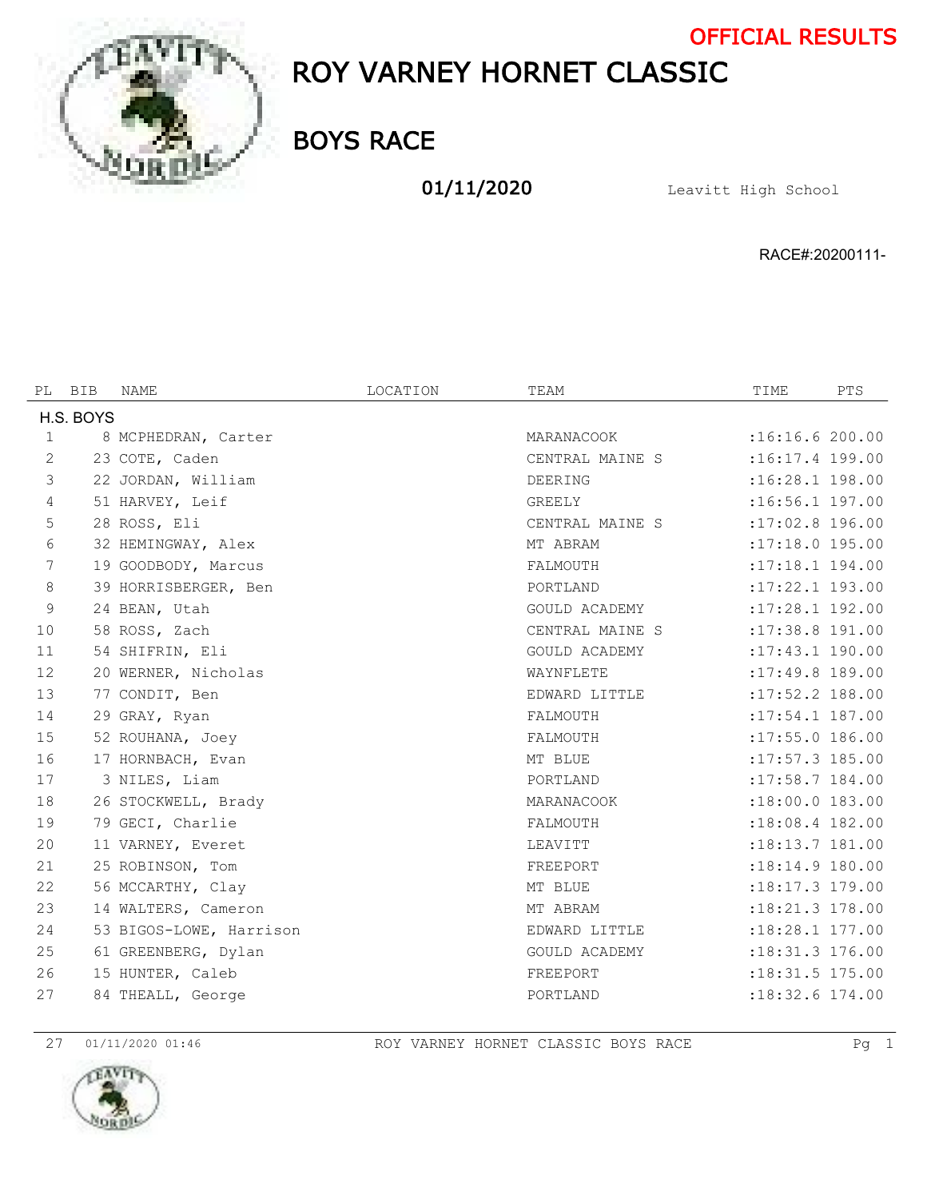**OFFICIAL RESULTS**

# ROY VARNEY HORNET CLASSIC

## BOYS RACE

**01/11/2020** Leavitt High School

RACE#:20200111-

| PL | BIB | NAME | LOCATION | TEAM | TIME | PTS |
|---|---|---|---|---|---|---|
| H.S. BOYS | | | | | | |
| 1 | 8 | MCPHEDRAN, Carter | | MARANACOOK | :16:16.6 | 200.00 |
| 2 | 23 | COTE, Caden | | CENTRAL MAINE S | :16:17.4 | 199.00 |
| 3 | 22 | JORDAN, William | | DEERING | :16:28.1 | 198.00 |
| 4 | 51 | HARVEY, Leif | | GREELY | :16:56.1 | 197.00 |
| 5 | 28 | ROSS, Eli | | CENTRAL MAINE S | :17:02.8 | 196.00 |
| 6 | 32 | HEMINGWAY, Alex | | MT ABRAM | :17:18.0 | 195.00 |
| 7 | 19 | GOODBODY, Marcus | | FALMOUTH | :17:18.1 | 194.00 |
| 8 | 39 | HORRISBERGER, Ben | | PORTLAND | :17:22.1 | 193.00 |
| 9 | 24 | BEAN, Utah | | GOULD ACADEMY | :17:28.1 | 192.00 |
| 10 | 58 | ROSS, Zach | | CENTRAL MAINE S | :17:38.8 | 191.00 |
| 11 | 54 | SHIFRIN, Eli | | GOULD ACADEMY | :17:43.1 | 190.00 |
| 12 | 20 | WERNER, Nicholas | | WAYNFLETE | :17:49.8 | 189.00 |
| 13 | 77 | CONDIT, Ben | | EDWARD LITTLE | :17:52.2 | 188.00 |
| 14 | 29 | GRAY, Ryan | | FALMOUTH | :17:54.1 | 187.00 |
| 15 | 52 | ROUHANA, Joey | | FALMOUTH | :17:55.0 | 186.00 |
| 16 | 17 | HORNBACH, Evan | | MT BLUE | :17:57.3 | 185.00 |
| 17 | 3 | NILES, Liam | | PORTLAND | :17:58.7 | 184.00 |
| 18 | 26 | STOCKWELL, Brady | | MARANACOOK | :18:00.0 | 183.00 |
| 19 | 79 | GECI, Charlie | | FALMOUTH | :18:08.4 | 182.00 |
| 20 | 11 | VARNEY, Everet | | LEAVITT | :18:13.7 | 181.00 |
| 21 | 25 | ROBINSON, Tom | | FREEPORT | :18:14.9 | 180.00 |
| 22 | 56 | MCCARTHY, Clay | | MT BLUE | :18:17.3 | 179.00 |
| 23 | 14 | WALTERS, Cameron | | MT ABRAM | :18:21.3 | 178.00 |
| 24 | 53 | BIGOS-LOWE, Harrison | | EDWARD LITTLE | :18:28.1 | 177.00 |
| 25 | 61 | GREENBERG, Dylan | | GOULD ACADEMY | :18:31.3 | 176.00 |
| 26 | 15 | HUNTER, Caleb | | FREEPORT | :18:31.5 | 175.00 |
| 27 | 84 | THEALL, George | | PORTLAND | :18:32.6 | 174.00 |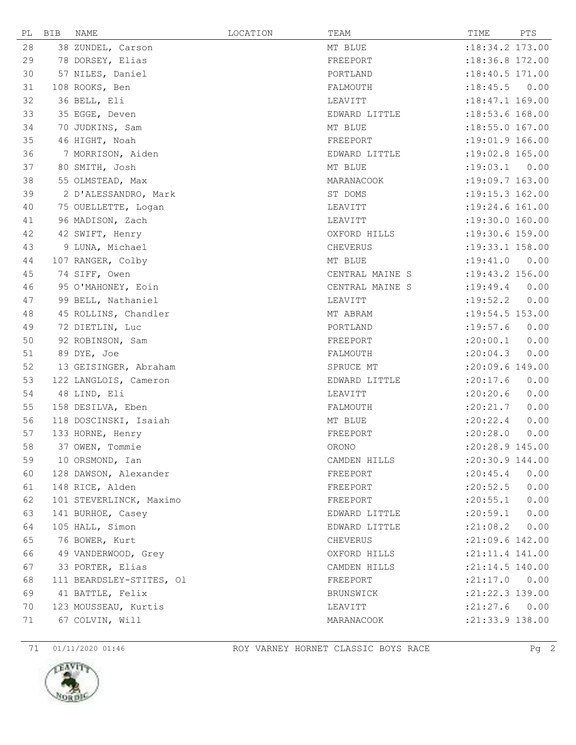| PL | BIB | NAME | LOCATION | TEAM | TIME | PTS |
|---|---|---|---|---|---|---|
| 28 | 38 | ZUNDEL, Carson | | MT BLUE | :18:34.2 | 173.00 |
| 29 | 78 | DORSEY, Elias | | FREEPORT | :18:36.8 | 172.00 |
| 30 | 57 | NILES, Daniel | | PORTLAND | :18:40.5 | 171.00 |
| 31 | 108 | ROOKS, Ben | | FALMOUTH | :18:45.5 | 0.00 |
| 32 | 36 | BELL, Eli | | LEAVITT | :18:47.1 | 169.00 |
| 33 | 35 | EGGE, Deven | | EDWARD LITTLE | :18:53.6 | 168.00 |
| 34 | 70 | JUDKINS, Sam | | MT BLUE | :18:55.0 | 167.00 |
| 35 | 46 | HIGHT, Noah | | FREEPORT | :19:01.9 | 166.00 |
| 36 | 7 | MORRISON, Aiden | | EDWARD LITTLE | :19:02.8 | 165.00 |
| 37 | 80 | SMITH, Josh | | MT BLUE | :19:03.1 | 0.00 |
| 38 | 55 | OLMSTEAD, Max | | MARANACOOK | :19:09.7 | 163.00 |
| 39 | 2 | D'ALESSANDRO, Mark | | ST DOMS | :19:15.3 | 162.00 |
| 40 | 75 | OUELLETTE, Logan | | LEAVITT | :19:24.6 | 161.00 |
| 41 | 96 | MADISON, Zach | | LEAVITT | :19:30.0 | 160.00 |
| 42 | 42 | SWIFT, Henry | | OXFORD HILLS | :19:30.6 | 159.00 |
| 43 | 9 | LUNA, Michael | | CHEVERUS | :19:33.1 | 158.00 |
| 44 | 107 | RANGER, Colby | | MT BLUE | :19:41.0 | 0.00 |
| 45 | 74 | SIFF, Owen | | CENTRAL MAINE S | :19:43.2 | 156.00 |
| 46 | 95 | O'MAHONEY, Eoin | | CENTRAL MAINE S | :19:49.4 | 0.00 |
| 47 | 99 | BELL, Nathaniel | | LEAVITT | :19:52.2 | 0.00 |
| 48 | 45 | ROLLINS, Chandler | | MT ABRAM | :19:54.5 | 153.00 |
| 49 | 72 | DIETLIN, Luc | | PORTLAND | :19:57.6 | 0.00 |
| 50 | 92 | ROBINSON, Sam | | FREEPORT | :20:00.1 | 0.00 |
| 51 | 89 | DYE, Joe | | FALMOUTH | :20:04.3 | 0.00 |
| 52 | 13 | GEISINGER, Abraham | | SPRUCE MT | :20:09.6 | 149.00 |
| 53 | 122 | LANGLOIS, Cameron | | EDWARD LITTLE | :20:17.6 | 0.00 |
| 54 | 48 | LIND, Eli | | LEAVITT | :20:20.6 | 0.00 |
| 55 | 158 | DESILVA, Eben | | FALMOUTH | :20:21.7 | 0.00 |
| 56 | 118 | DOSCINSKI, Isaiah | | MT BLUE | :20:22.4 | 0.00 |
| 57 | 133 | HORNE, Henry | | FREEPORT | :20:28.0 | 0.00 |
| 58 | 37 | OWEN, Tommie | | ORONO | :20:28.9 | 145.00 |
| 59 | 10 | ORSMOND, Ian | | CAMDEN HILLS | :20:30.9 | 144.00 |
| 60 | 128 | DAWSON, Alexander | | FREEPORT | :20:45.4 | 0.00 |
| 61 | 148 | RICE, Alden | | FREEPORT | :20:52.5 | 0.00 |
| 62 | 101 | STEVERLINCK, Maximo | | FREEPORT | :20:55.1 | 0.00 |
| 63 | 141 | BURHOE, Casey | | EDWARD LITTLE | :20:59.1 | 0.00 |
| 64 | 105 | HALL, Simon | | EDWARD LITTLE | :21:08.2 | 0.00 |
| 65 | 76 | BOWER, Kurt | | CHEVERUS | :21:09.6 | 142.00 |
| 66 | 49 | VANDERWOOD, Grey | | OXFORD HILLS | :21:11.4 | 141.00 |
| 67 | 33 | PORTER, Elias | | CAMDEN HILLS | :21:14.5 | 140.00 |
| 68 | 111 | BEARDSLEY-STITES, Ol | | FREEPORT | :21:17.0 | 0.00 |
| 69 | 41 | BATTLE, Felix | | BRUNSWICK | :21:22.3 | 139.00 |
| 70 | 123 | MOUSSEAU, Kurtis | | LEAVITT | :21:27.6 | 0.00 |
| 71 | 67 | COLVIN, Will | | MARANACOOK | :21:33.9 | 138.00 |

71 01/11/2020 01:46 ROY VARNEY HORNET CLASSIC BOYS RACE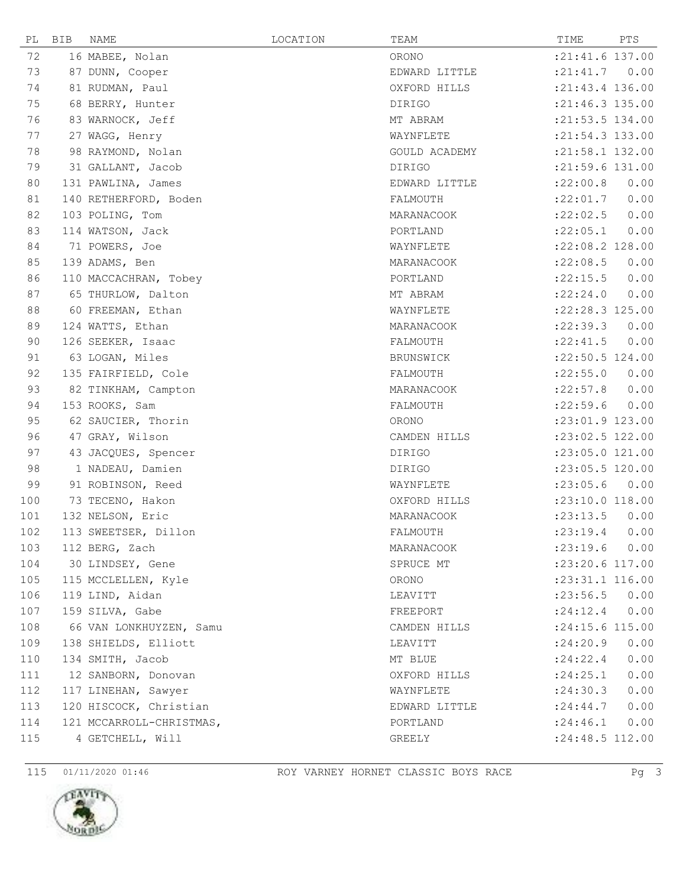| PL | BIB | NAME | LOCATION | TEAM | TIME | PTS |
|---|---|---|---|---|---|---|
| 72 | 16 | MABEE, Nolan | | ORONO | :21:41.6 | 137.00 |
| 73 | 87 | DUNN, Cooper | | EDWARD LITTLE | :21:41.7 | 0.00 |
| 74 | 81 | RUDMAN, Paul | | OXFORD HILLS | :21:43.4 | 136.00 |
| 75 | 68 | BERRY, Hunter | | DIRIGO | :21:46.3 | 135.00 |
| 76 | 83 | WARNOCK, Jeff | | MT ABRAM | :21:53.5 | 134.00 |
| 77 | 27 | WAGG, Henry | | WAYNFLETE | :21:54.3 | 133.00 |
| 78 | 98 | RAYMOND, Nolan | | GOULD ACADEMY | :21:58.1 | 132.00 |
| 79 | 31 | GALLANT, Jacob | | DIRIGO | :21:59.6 | 131.00 |
| 80 | 131 | PAWLINA, James | | EDWARD LITTLE | :22:00.8 | 0.00 |
| 81 | 140 | RETHERFORD, Boden | | FALMOUTH | :22:01.7 | 0.00 |
| 82 | 103 | POLING, Tom | | MARANACOOK | :22:02.5 | 0.00 |
| 83 | 114 | WATSON, Jack | | PORTLAND | :22:05.1 | 0.00 |
| 84 | 71 | POWERS, Joe | | WAYNFLETE | :22:08.2 | 128.00 |
| 85 | 139 | ADAMS, Ben | | MARANACOOK | :22:08.5 | 0.00 |
| 86 | 110 | MACCACHRAN, Tobey | | PORTLAND | :22:15.5 | 0.00 |
| 87 | 65 | THURLOW, Dalton | | MT ABRAM | :22:24.0 | 0.00 |
| 88 | 60 | FREEMAN, Ethan | | WAYNFLETE | :22:28.3 | 125.00 |
| 89 | 124 | WATTS, Ethan | | MARANACOOK | :22:39.3 | 0.00 |
| 90 | 126 | SEEKER, Isaac | | FALMOUTH | :22:41.5 | 0.00 |
| 91 | 63 | LOGAN, Miles | | BRUNSWICK | :22:50.5 | 124.00 |
| 92 | 135 | FAIRFIELD, Cole | | FALMOUTH | :22:55.0 | 0.00 |
| 93 | 82 | TINKHAM, Campton | | MARANACOOK | :22:57.8 | 0.00 |
| 94 | 153 | ROOKS, Sam | | FALMOUTH | :22:59.6 | 0.00 |
| 95 | 62 | SAUCIER, Thorin | | ORONO | :23:01.9 | 123.00 |
| 96 | 47 | GRAY, Wilson | | CAMDEN HILLS | :23:02.5 | 122.00 |
| 97 | 43 | JACQUES, Spencer | | DIRIGO | :23:05.0 | 121.00 |
| 98 | 1 | NADEAU, Damien | | DIRIGO | :23:05.5 | 120.00 |
| 99 | 91 | ROBINSON, Reed | | WAYNFLETE | :23:05.6 | 0.00 |
| 100 | 73 | TECENO, Hakon | | OXFORD HILLS | :23:10.0 | 118.00 |
| 101 | 132 | NELSON, Eric | | MARANACOOK | :23:13.5 | 0.00 |
| 102 | 113 | SWEETSER, Dillon | | FALMOUTH | :23:19.4 | 0.00 |
| 103 | 112 | BERG, Zach | | MARANACOOK | :23:19.6 | 0.00 |
| 104 | 30 | LINDSEY, Gene | | SPRUCE MT | :23:20.6 | 117.00 |
| 105 | 115 | MCCLELLEN, Kyle | | ORONO | :23:31.1 | 116.00 |
| 106 | 119 | LIND, Aidan | | LEAVITT | :23:56.5 | 0.00 |
| 107 | 159 | SILVA, Gabe | | FREEPORT | :24:12.4 | 0.00 |
| 108 | 66 | VAN LONKHUYZEN, Samu | | CAMDEN HILLS | :24:15.6 | 115.00 |
| 109 | 138 | SHIELDS, Elliott | | LEAVITT | :24:20.9 | 0.00 |
| 110 | 134 | SMITH, Jacob | | MT BLUE | :24:22.4 | 0.00 |
| 111 | 12 | SANBORN, Donovan | | OXFORD HILLS | :24:25.1 | 0.00 |
| 112 | 117 | LINEHAN, Sawyer | | WAYNFLETE | :24:30.3 | 0.00 |
| 113 | 120 | HISCOCK, Christian | | EDWARD LITTLE | :24:44.7 | 0.00 |
| 114 | 121 | MCCARROLL-CHRISTMAS, | | PORTLAND | :24:46.1 | 0.00 |
| 115 | 4 | GETCHELL, Will | | GREELY | :24:48.5 | 112.00 |

115 01/11/2020 01:46 ROY VARNEY HORNET CLASSIC BOYS RACE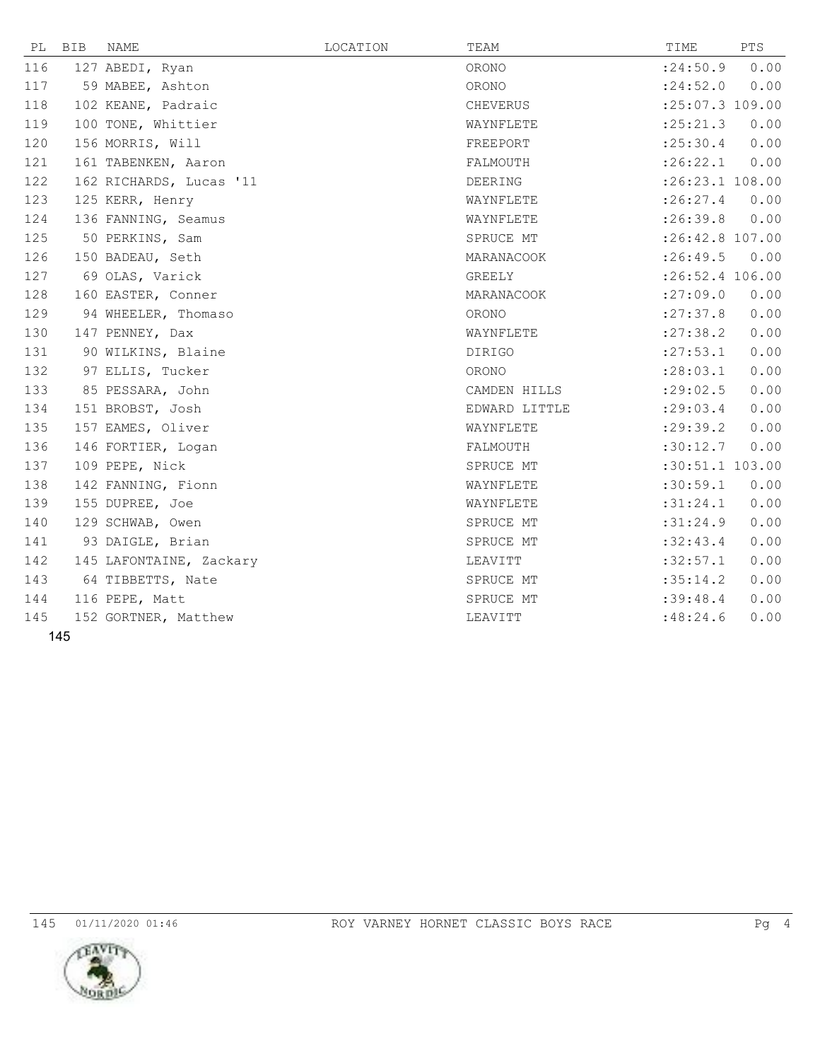| PL | BIB | NAME | LOCATION | TEAM | TIME | PTS |
|---|---|---|---|---|---|---|
| 116 | 127 | ABEDI, Ryan | | ORONO | :24:50.9 | 0.00 |
| 117 | 59 | MABEE, Ashton | | ORONO | :24:52.0 | 0.00 |
| 118 | 102 | KEANE, Padraic | | CHEVERUS | :25:07.3 | 109.00 |
| 119 | 100 | TONE, Whittier | | WAYNFLETE | :25:21.3 | 0.00 |
| 120 | 156 | MORRIS, Will | | FREEPORT | :25:30.4 | 0.00 |
| 121 | 161 | TABENKEN, Aaron | | FALMOUTH | :26:22.1 | 0.00 |
| 122 | 162 | RICHARDS, Lucas '11 | | DEERING | :26:23.1 | 108.00 |
| 123 | 125 | KERR, Henry | | WAYNFLETE | :26:27.4 | 0.00 |
| 124 | 136 | FANNING, Seamus | | WAYNFLETE | :26:39.8 | 0.00 |
| 125 | 50 | PERKINS, Sam | | SPRUCE MT | :26:42.8 | 107.00 |
| 126 | 150 | BADEAU, Seth | | MARANACOOK | :26:49.5 | 0.00 |
| 127 | 69 | OLAS, Varick | | GREELY | :26:52.4 | 106.00 |
| 128 | 160 | EASTER, Conner | | MARANACOOK | :27:09.0 | 0.00 |
| 129 | 94 | WHEELER, Thomaso | | ORONO | :27:37.8 | 0.00 |
| 130 | 147 | PENNEY, Dax | | WAYNFLETE | :27:38.2 | 0.00 |
| 131 | 90 | WILKINS, Blaine | | DIRIGO | :27:53.1 | 0.00 |
| 132 | 97 | ELLIS, Tucker | | ORONO | :28:03.1 | 0.00 |
| 133 | 85 | PESSARA, John | | CAMDEN HILLS | :29:02.5 | 0.00 |
| 134 | 151 | BROBST, Josh | | EDWARD LITTLE | :29:03.4 | 0.00 |
| 135 | 157 | EAMES, Oliver | | WAYNFLETE | :29:39.2 | 0.00 |
| 136 | 146 | FORTIER, Logan | | FALMOUTH | :30:12.7 | 0.00 |
| 137 | 109 | PEPE, Nick | | SPRUCE MT | :30:51.1 | 103.00 |
| 138 | 142 | FANNING, Fionn | | WAYNFLETE | :30:59.1 | 0.00 |
| 139 | 155 | DUPREE, Joe | | WAYNFLETE | :31:24.1 | 0.00 |
| 140 | 129 | SCHWAB, Owen | | SPRUCE MT | :31:24.9 | 0.00 |
| 141 | 93 | DAIGLE, Brian | | SPRUCE MT | :32:43.4 | 0.00 |
| 142 | 145 | LAFONTAINE, Zackary | | LEAVITT | :32:57.1 | 0.00 |
| 143 | 64 | TIBBETTS, Nate | | SPRUCE MT | :35:14.2 | 0.00 |
| 144 | 116 | PEPE, Matt | | SPRUCE MT | :39:48.4 | 0.00 |
| 145 | 152 | GORTNER, Matthew | | LEAVITT | :48:24.6 | 0.00 |

145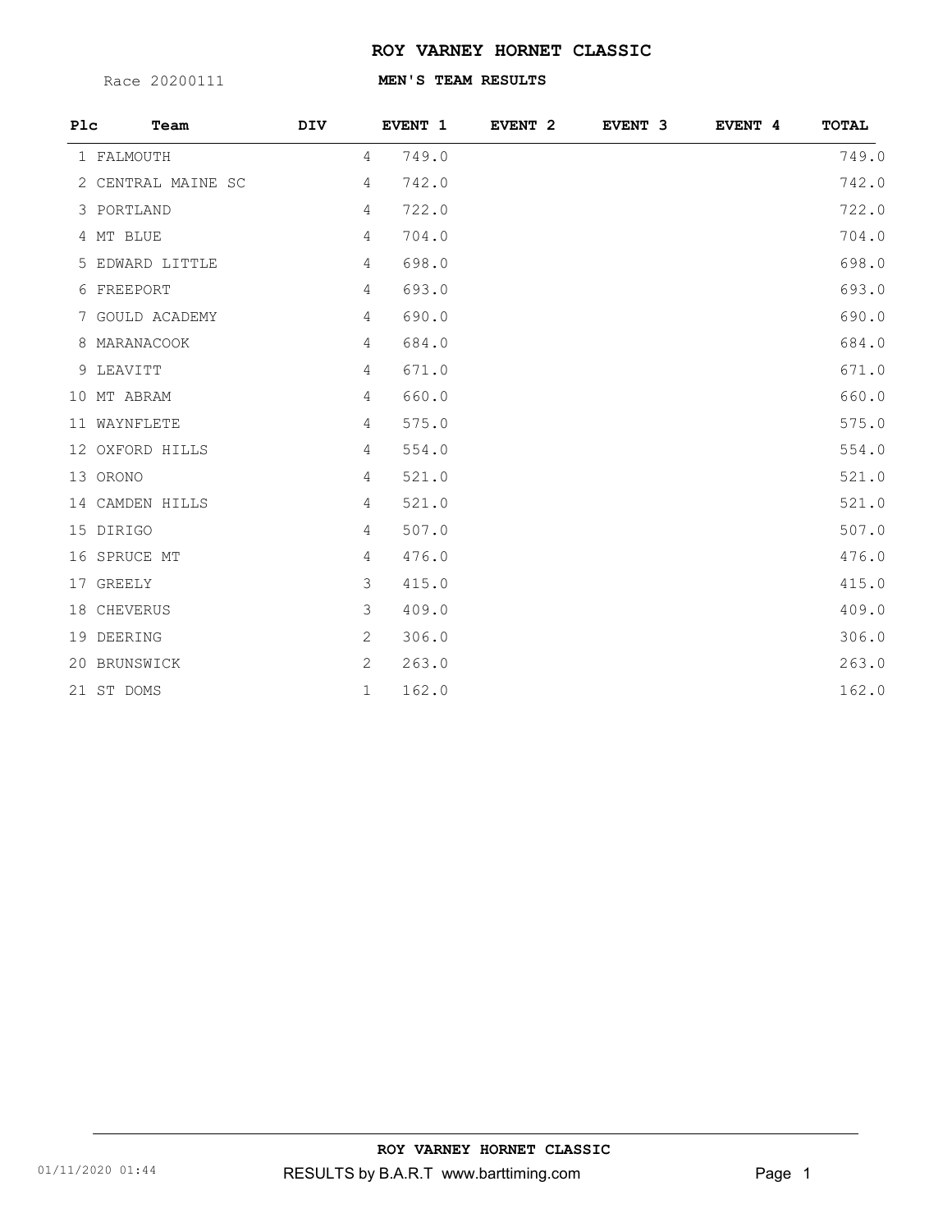# ROY VARNEY HORNET CLASSIC

Race 20200111

## MEN'S TEAM RESULTS

| Plc | Team | DIV | EVENT 1 | EVENT 2 | EVENT 3 | EVENT 4 | TOTAL |
|---|---|---|---|---|---|---|---|
| 1 | FALMOUTH | 4 | 749.0 | | | | 749.0 |
| 2 | CENTRAL MAINE SC | 4 | 742.0 | | | | 742.0 |
| 3 | PORTLAND | 4 | 722.0 | | | | 722.0 |
| 4 | MT BLUE | 4 | 704.0 | | | | 704.0 |
| 5 | EDWARD LITTLE | 4 | 698.0 | | | | 698.0 |
| 6 | FREEPORT | 4 | 693.0 | | | | 693.0 |
| 7 | GOULD ACADEMY | 4 | 690.0 | | | | 690.0 |
| 8 | MARANACOOK | 4 | 684.0 | | | | 684.0 |
| 9 | LEAVITT | 4 | 671.0 | | | | 671.0 |
| 10 | MT ABRAM | 4 | 660.0 | | | | 660.0 |
| 11 | WAYNFLETE | 4 | 575.0 | | | | 575.0 |
| 12 | OXFORD HILLS | 4 | 554.0 | | | | 554.0 |
| 13 | ORONO | 4 | 521.0 | | | | 521.0 |
| 14 | CAMDEN HILLS | 4 | 521.0 | | | | 521.0 |
| 15 | DIRIGO | 4 | 507.0 | | | | 507.0 |
| 16 | SPRUCE MT | 4 | 476.0 | | | | 476.0 |
| 17 | GREELY | 3 | 415.0 | | | | 415.0 |
| 18 | CHEVERUS | 3 | 409.0 | | | | 409.0 |
| 19 | DEERING | 2 | 306.0 | | | | 306.0 |
| 20 | BRUNSWICK | 2 | 263.0 | | | | 263.0 |
| 21 | ST DOMS | 1 | 162.0 | | | | 162.0 |